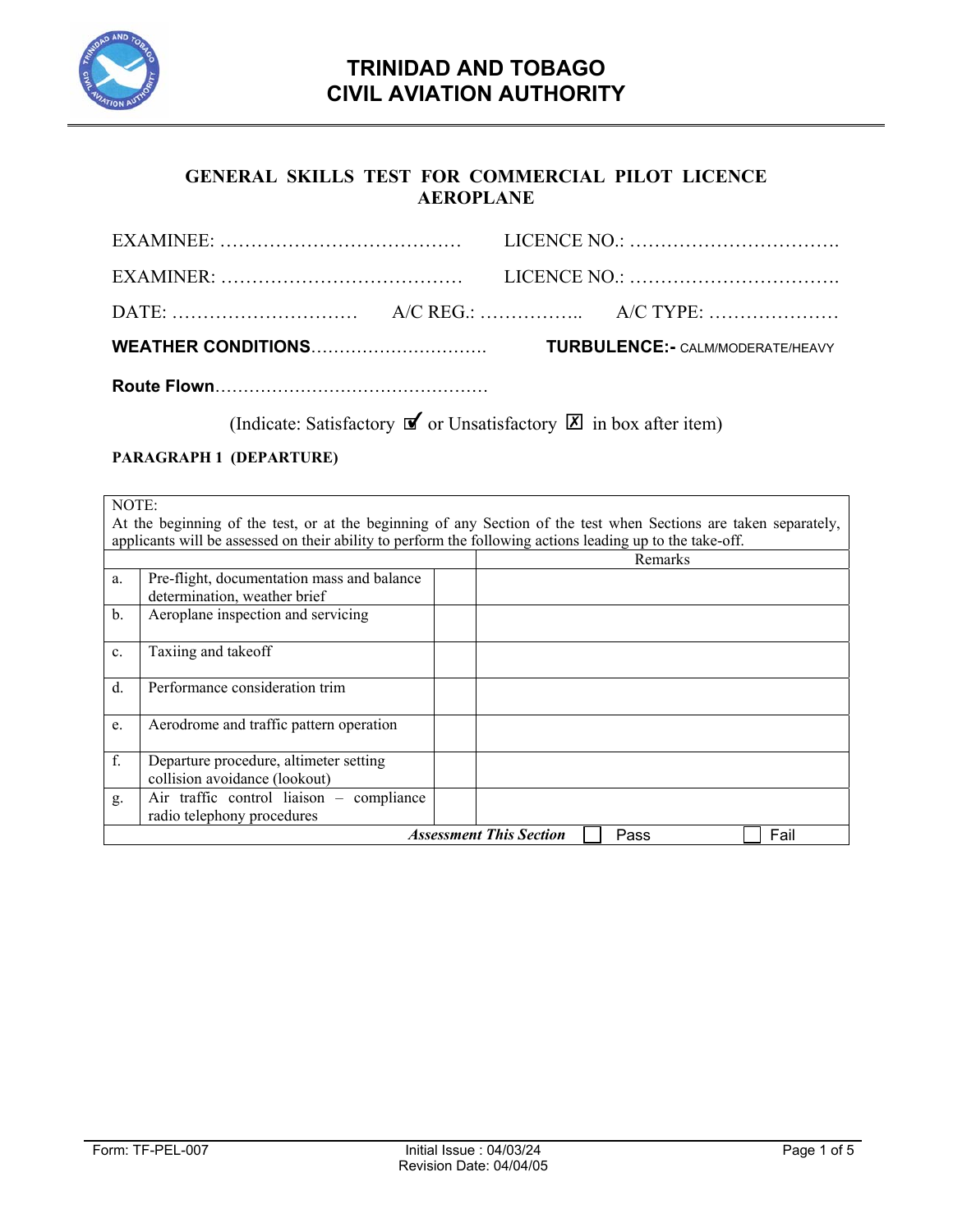# TRINIDAD AND TOBAGO
# CIVIL AVIATION AUTHORITY

## GENERAL SKILLS TEST FOR COMMERCIAL PILOT LICENCE AEROPLANE

EXAMINEE: ………………………………… LICENCE NO.: …………………………….

EXAMINER: ………………………………… LICENCE NO.: …………………………….

DATE: ………………………… A/C REG.: …………….. A/C TYPE: …………………

**WEATHER CONDITIONS**…………………………. **TURBULENCE:-** CALM/MODERATE/HEAVY

**Route Flown**…………………………………………

(Indicate: Satisfactory ☑ or Unsatisfactory ☒ in box after item)

**PARAGRAPH 1 (DEPARTURE)**

| NOTE: At the beginning of the test, or at the beginning of any Section of the test when Sections are taken separately, applicants will be assessed on their ability to perform the following actions leading up to the take-off. | | | |
|---|---|---|---|
| | | | Remarks |
| a. | Pre-flight, documentation mass and balance determination, weather brief | | |
| b. | Aeroplane inspection and servicing | | |
| c. | Taxiing and takeoff | | |
| d. | Performance consideration trim | | |
| e. | Aerodrome and traffic pattern operation | | |
| f. | Departure procedure, altimeter setting collision avoidance (lookout) | | |
| g. | Air traffic control liaison – compliance radio telephony procedures | | |
| | ***Assessment This Section*** | ☐ Pass | ☐ Fail |

Form: TF-PEL-007 Initial Issue : 04/03/24 Revision Date: 04/04/05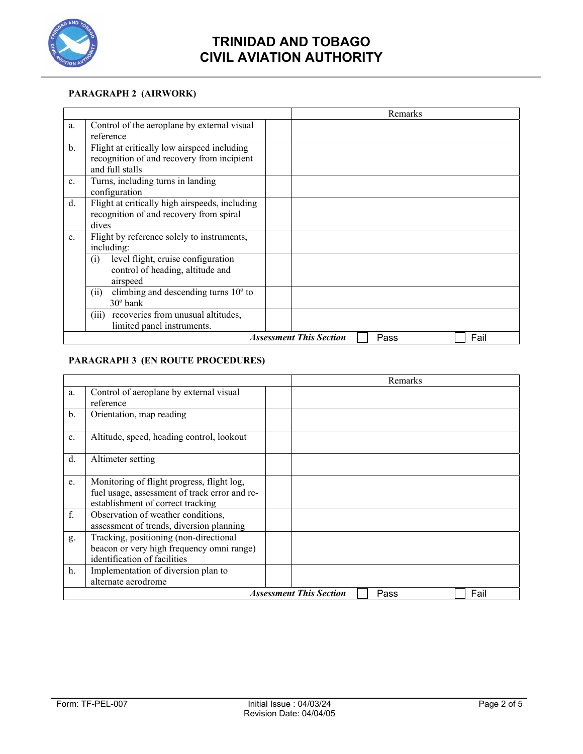# TRINIDAD AND TOBAGO CIVIL AVIATION AUTHORITY

**PARAGRAPH 2 (AIRWORK)**

| | | | Remarks |
|---|---|---|---|
| a. | Control of the aeroplane by external visual reference | | |
| b. | Flight at critically low airspeed including recognition of and recovery from incipient and full stalls | | |
| c. | Turns, including turns in landing configuration | | |
| d. | Flight at critically high airspeeds, including recognition of and recovery from spiral dives | | |
| e. | Flight by reference solely to instruments, including: | | |
| | (i) level flight, cruise configuration control of heading, altitude and airspeed | | |
| | (ii) climbing and descending turns 10º to 30º bank | | |
| | (iii) recoveries from unusual altitudes, limited panel instruments. | | |
| | | ***Assessment This Section*** | ☐ Pass ☐ Fail |

**PARAGRAPH 3 (EN ROUTE PROCEDURES)**

| | | | Remarks |
|---|---|---|---|
| a. | Control of aeroplane by external visual reference | | |
| b. | Orientation, map reading | | |
| c. | Altitude, speed, heading control, lookout | | |
| d. | Altimeter setting | | |
| e. | Monitoring of flight progress, flight log, fuel usage, assessment of track error and re-establishment of correct tracking | | |
| f. | Observation of weather conditions, assessment of trends, diversion planning | | |
| g. | Tracking, positioning (non-directional beacon or very high frequency omni range) identification of facilities | | |
| h. | Implementation of diversion plan to alternate aerodrome | | |
| | | ***Assessment This Section*** | ☐ Pass ☐ Fail |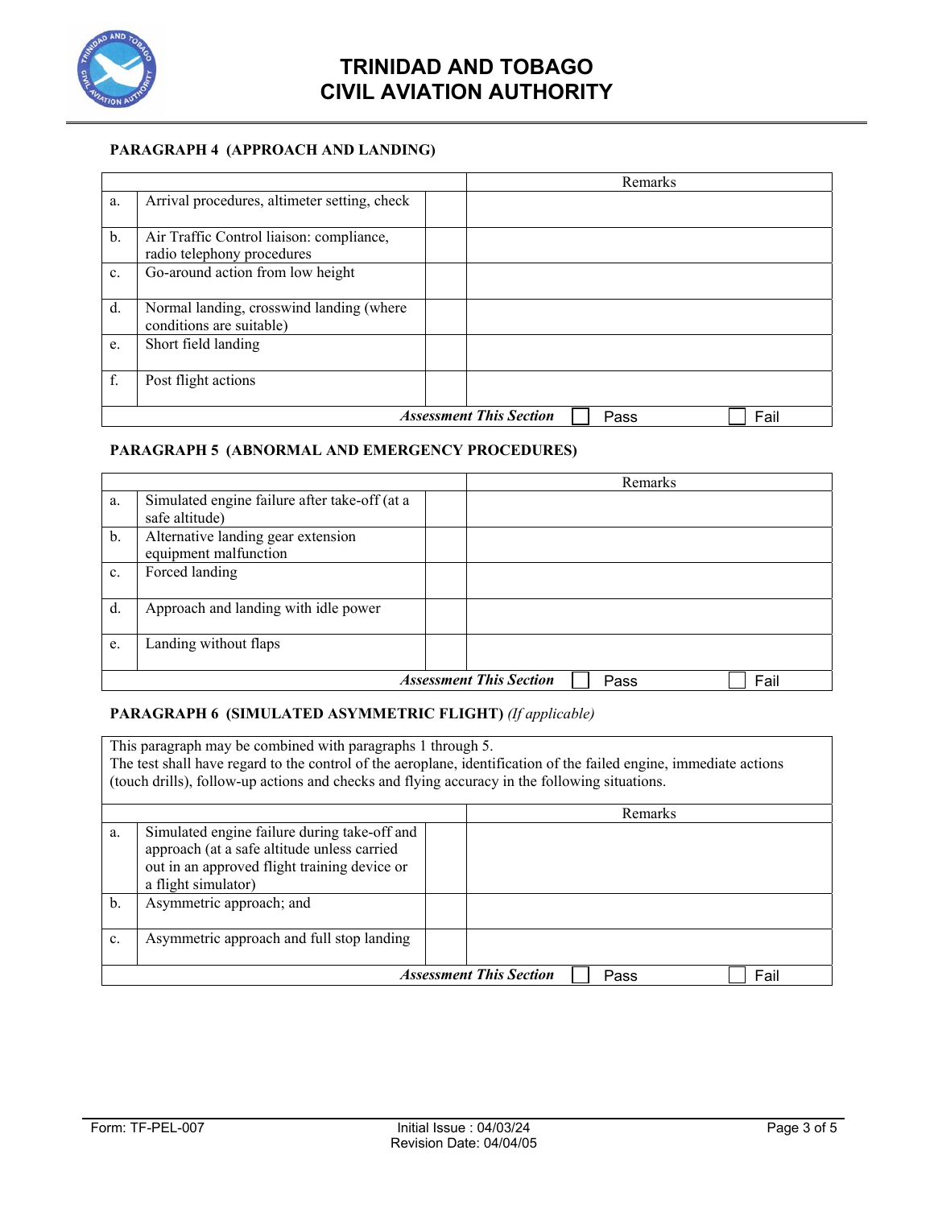# TRINIDAD AND TOBAGO CIVIL AVIATION AUTHORITY

### PARAGRAPH 4 (APPROACH AND LANDING)

| | | | Remarks |
|---|---|---|---|
| a. | Arrival procedures, altimeter setting, check | | |
| b. | Air Traffic Control liaison: compliance, radio telephony procedures | | |
| c. | Go-around action from low height | | |
| d. | Normal landing, crosswind landing (where conditions are suitable) | | |
| e. | Short field landing | | |
| f. | Post flight actions | | |
| | | ***Assessment This Section*** | ☐ Pass ☐ Fail |

### PARAGRAPH 5 (ABNORMAL AND EMERGENCY PROCEDURES)

| | | | Remarks |
|---|---|---|---|
| a. | Simulated engine failure after take-off (at a safe altitude) | | |
| b. | Alternative landing gear extension equipment malfunction | | |
| c. | Forced landing | | |
| d. | Approach and landing with idle power | | |
| e. | Landing without flaps | | |
| | | ***Assessment This Section*** | ☐ Pass ☐ Fail |

### PARAGRAPH 6 (SIMULATED ASYMMETRIC FLIGHT) *(If applicable)*

This paragraph may be combined with paragraphs 1 through 5.
The test shall have regard to the control of the aeroplane, identification of the failed engine, immediate actions (touch drills), follow-up actions and checks and flying accuracy in the following situations.

| | | | Remarks |
|---|---|---|---|
| a. | Simulated engine failure during take-off and approach (at a safe altitude unless carried out in an approved flight training device or a flight simulator) | | |
| b. | Asymmetric approach; and | | |
| c. | Asymmetric approach and full stop landing | | |
| | | ***Assessment This Section*** | ☐ Pass ☐ Fail |

Form: TF-PEL-007 Initial Issue : 04/03/24 Revision Date: 04/04/05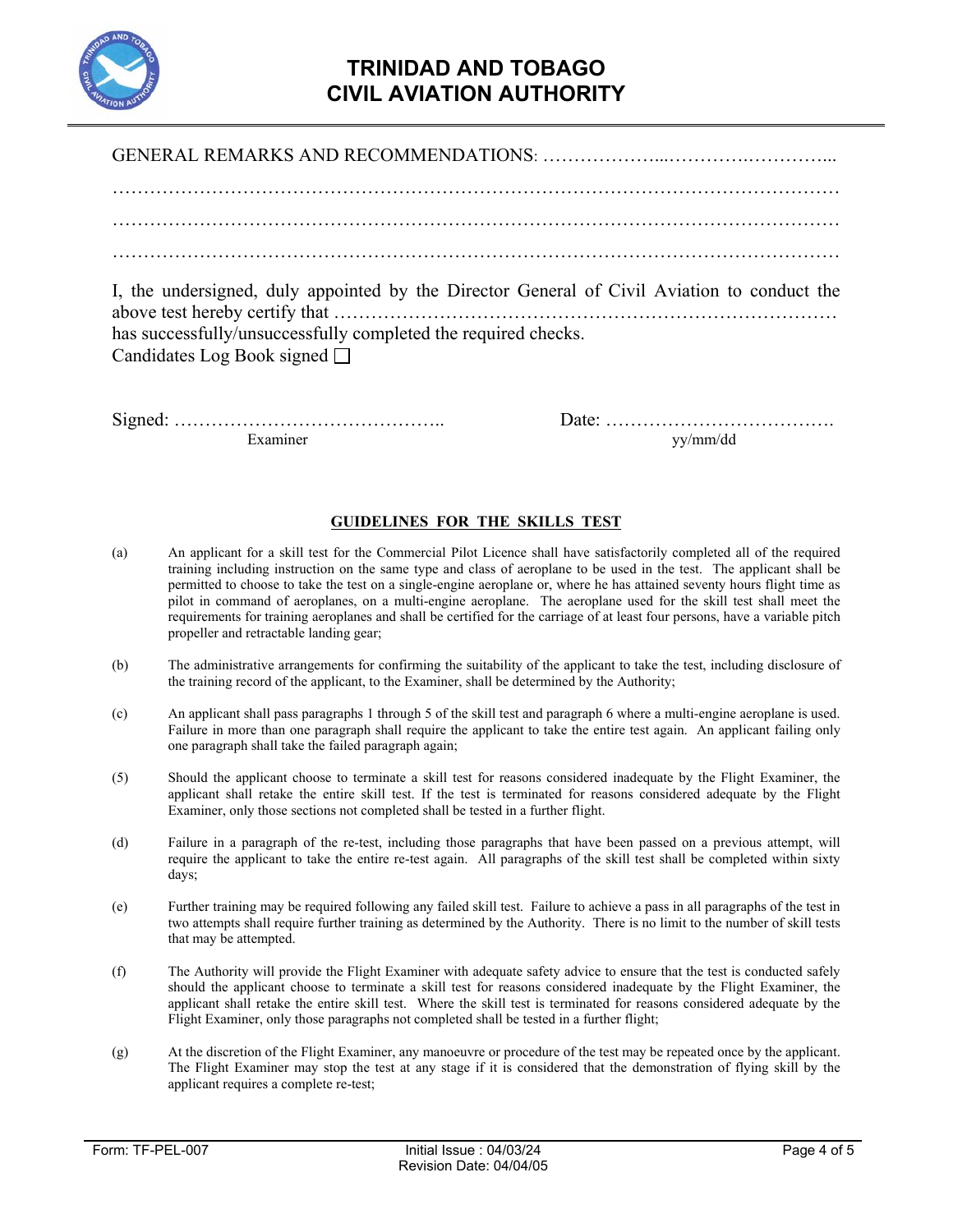GENERAL REMARKS AND RECOMMENDATIONS: ………………...………….…………...

……………………………………………………………………………………………………

……………………………………………………………………………………………………

……………………………………………………………………………………………………

I, the undersigned, duly appointed by the Director General of Civil Aviation to conduct the above test hereby certify that …………………………………………………………………… has successfully/unsuccessfully completed the required checks.

Candidates Log Book signed ☐

Signed: ……………………………………..  Date: ……………………………….

Examiner  yy/mm/dd

## GUIDELINES FOR THE SKILLS TEST

(a) An applicant for a skill test for the Commercial Pilot Licence shall have satisfactorily completed all of the required training including instruction on the same type and class of aeroplane to be used in the test. The applicant shall be permitted to choose to take the test on a single-engine aeroplane or, where he has attained seventy hours flight time as pilot in command of aeroplanes, on a multi-engine aeroplane. The aeroplane used for the skill test shall meet the requirements for training aeroplanes and shall be certified for the carriage of at least four persons, have a variable pitch propeller and retractable landing gear;

(b) The administrative arrangements for confirming the suitability of the applicant to take the test, including disclosure of the training record of the applicant, to the Examiner, shall be determined by the Authority;

(c) An applicant shall pass paragraphs 1 through 5 of the skill test and paragraph 6 where a multi-engine aeroplane is used. Failure in more than one paragraph shall require the applicant to take the entire test again. An applicant failing only one paragraph shall take the failed paragraph again;

(5) Should the applicant choose to terminate a skill test for reasons considered inadequate by the Flight Examiner, the applicant shall retake the entire skill test. If the test is terminated for reasons considered adequate by the Flight Examiner, only those sections not completed shall be tested in a further flight.

(d) Failure in a paragraph of the re-test, including those paragraphs that have been passed on a previous attempt, will require the applicant to take the entire re-test again. All paragraphs of the skill test shall be completed within sixty days;

(e) Further training may be required following any failed skill test. Failure to achieve a pass in all paragraphs of the test in two attempts shall require further training as determined by the Authority. There is no limit to the number of skill tests that may be attempted.

(f) The Authority will provide the Flight Examiner with adequate safety advice to ensure that the test is conducted safely should the applicant choose to terminate a skill test for reasons considered inadequate by the Flight Examiner, the applicant shall retake the entire skill test. Where the skill test is terminated for reasons considered adequate by the Flight Examiner, only those paragraphs not completed shall be tested in a further flight;

(g) At the discretion of the Flight Examiner, any manoeuvre or procedure of the test may be repeated once by the applicant. The Flight Examiner may stop the test at any stage if it is considered that the demonstration of flying skill by the applicant requires a complete re-test;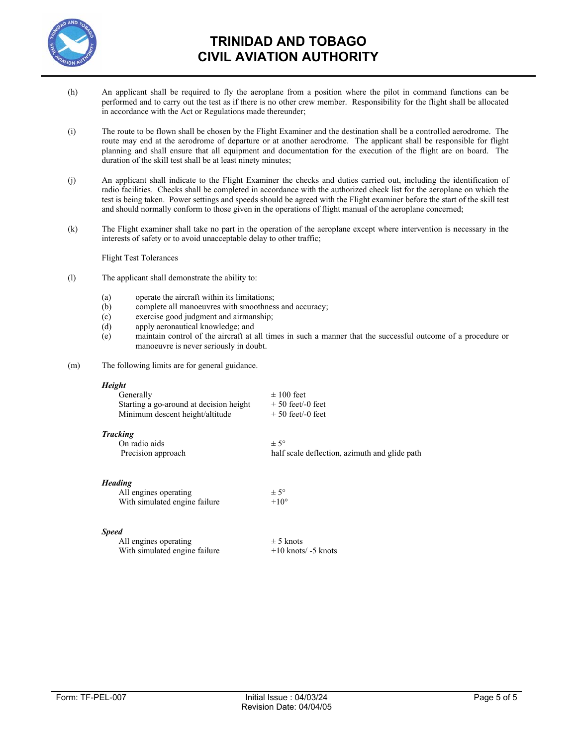(h) An applicant shall be required to fly the aeroplane from a position where the pilot in command functions can be performed and to carry out the test as if there is no other crew member. Responsibility for the flight shall be allocated in accordance with the Act or Regulations made thereunder;

(i) The route to be flown shall be chosen by the Flight Examiner and the destination shall be a controlled aerodrome. The route may end at the aerodrome of departure or at another aerodrome. The applicant shall be responsible for flight planning and shall ensure that all equipment and documentation for the execution of the flight are on board. The duration of the skill test shall be at least ninety minutes;

(j) An applicant shall indicate to the Flight Examiner the checks and duties carried out, including the identification of radio facilities. Checks shall be completed in accordance with the authorized check list for the aeroplane on which the test is being taken. Power settings and speeds should be agreed with the Flight examiner before the start of the skill test and should normally conform to those given in the operations of flight manual of the aeroplane concerned;

(k) The Flight examiner shall take no part in the operation of the aeroplane except where intervention is necessary in the interests of safety or to avoid unacceptable delay to other traffic;

Flight Test Tolerances

(l) The applicant shall demonstrate the ability to:

- (a) operate the aircraft within its limitations;
- (b) complete all manoeuvres with smoothness and accuracy;
- (c) exercise good judgment and airmanship;
- (d) apply aeronautical knowledge; and
- (e) maintain control of the aircraft at all times in such a manner that the successful outcome of a procedure or manoeuvre is never seriously in doubt.

(m) The following limits are for general guidance.

| | |
|---|---|
| ***Height*** | |
| Generally | ± 100 feet |
| Starting a go-around at decision height | + 50 feet/-0 feet |
| Minimum descent height/altitude | + 50 feet/-0 feet |
| ***Tracking*** | |
| On radio aids | ± 5° |
| Precision approach | half scale deflection, azimuth and glide path |
| ***Heading*** | |
| All engines operating | ± 5° |
| With simulated engine failure | +10° |
| ***Speed*** | |
| All engines operating | ± 5 knots |
| With simulated engine failure | +10 knots/ -5 knots |